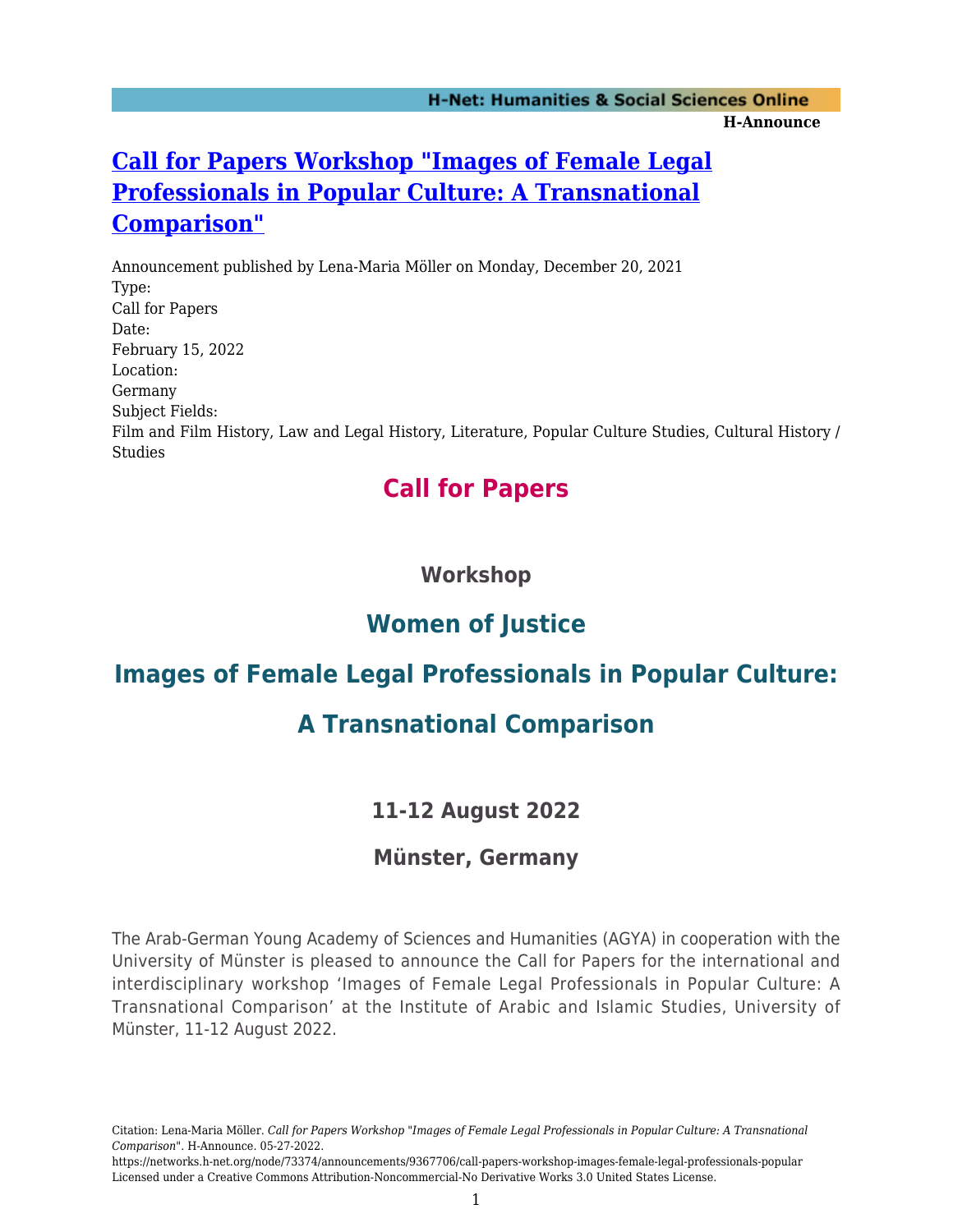# [Call for Papers Workshop "Images of Female Legal Professionals in Popular Culture: A Transnational Comparison"](https://networks.h-net.org/node/73374/announcements/9367706/call-papers-workshop-images-female-legal-professionals-popular)

Announcement published by Lena-Maria Möller on Monday, December 20, 2021

Type:
Call for Papers

Date:
February 15, 2022

Location:
Germany

Subject Fields:
Film and Film History, Law and Legal History, Literature, Popular Culture Studies, Cultural History / Studies

## Call for Papers

### Workshop

## Women of Justice

## Images of Female Legal Professionals in Popular Culture:

## A Transnational Comparison

### 11-12 August 2022

### Münster, Germany

The Arab-German Young Academy of Sciences and Humanities (AGYA) in cooperation with the University of Münster is pleased to announce the Call for Papers for the international and interdisciplinary workshop 'Images of Female Legal Professionals in Popular Culture: A Transnational Comparison' at the Institute of Arabic and Islamic Studies, University of Münster, 11-12 August 2022.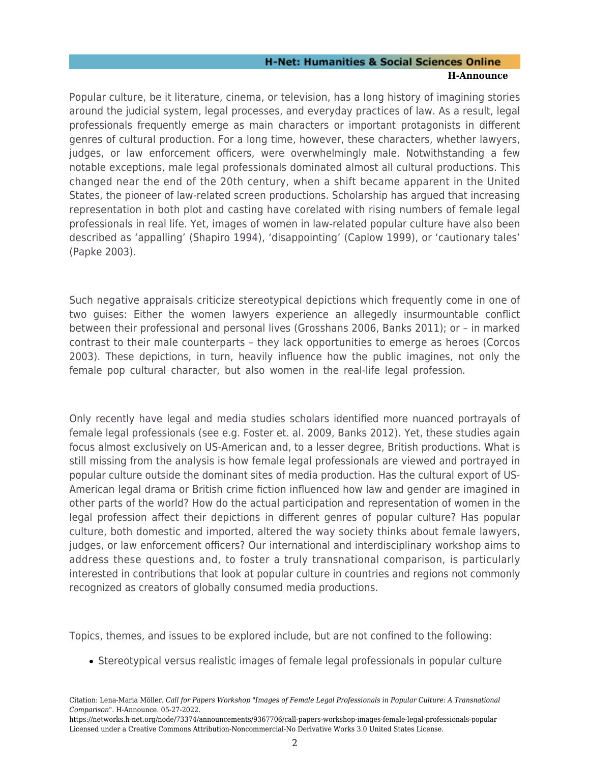Popular culture, be it literature, cinema, or television, has a long history of imagining stories around the judicial system, legal processes, and everyday practices of law. As a result, legal professionals frequently emerge as main characters or important protagonists in different genres of cultural production. For a long time, however, these characters, whether lawyers, judges, or law enforcement officers, were overwhelmingly male. Notwithstanding a few notable exceptions, male legal professionals dominated almost all cultural productions. This changed near the end of the 20th century, when a shift became apparent in the United States, the pioneer of law-related screen productions. Scholarship has argued that increasing representation in both plot and casting have corelated with rising numbers of female legal professionals in real life. Yet, images of women in law-related popular culture have also been described as 'appalling' (Shapiro 1994), 'disappointing' (Caplow 1999), or 'cautionary tales' (Papke 2003).

Such negative appraisals criticize stereotypical depictions which frequently come in one of two guises: Either the women lawyers experience an allegedly insurmountable conflict between their professional and personal lives (Grosshans 2006, Banks 2011); or – in marked contrast to their male counterparts – they lack opportunities to emerge as heroes (Corcos 2003). These depictions, in turn, heavily influence how the public imagines, not only the female pop cultural character, but also women in the real-life legal profession.

Only recently have legal and media studies scholars identified more nuanced portrayals of female legal professionals (see e.g. Foster et. al. 2009, Banks 2012). Yet, these studies again focus almost exclusively on US-American and, to a lesser degree, British productions. What is still missing from the analysis is how female legal professionals are viewed and portrayed in popular culture outside the dominant sites of media production. Has the cultural export of US-American legal drama or British crime fiction influenced how law and gender are imagined in other parts of the world? How do the actual participation and representation of women in the legal profession affect their depictions in different genres of popular culture? Has popular culture, both domestic and imported, altered the way society thinks about female lawyers, judges, or law enforcement officers? Our international and interdisciplinary workshop aims to address these questions and, to foster a truly transnational comparison, is particularly interested in contributions that look at popular culture in countries and regions not commonly recognized as creators of globally consumed media productions.

Topics, themes, and issues to be explored include, but are not confined to the following:

- Stereotypical versus realistic images of female legal professionals in popular culture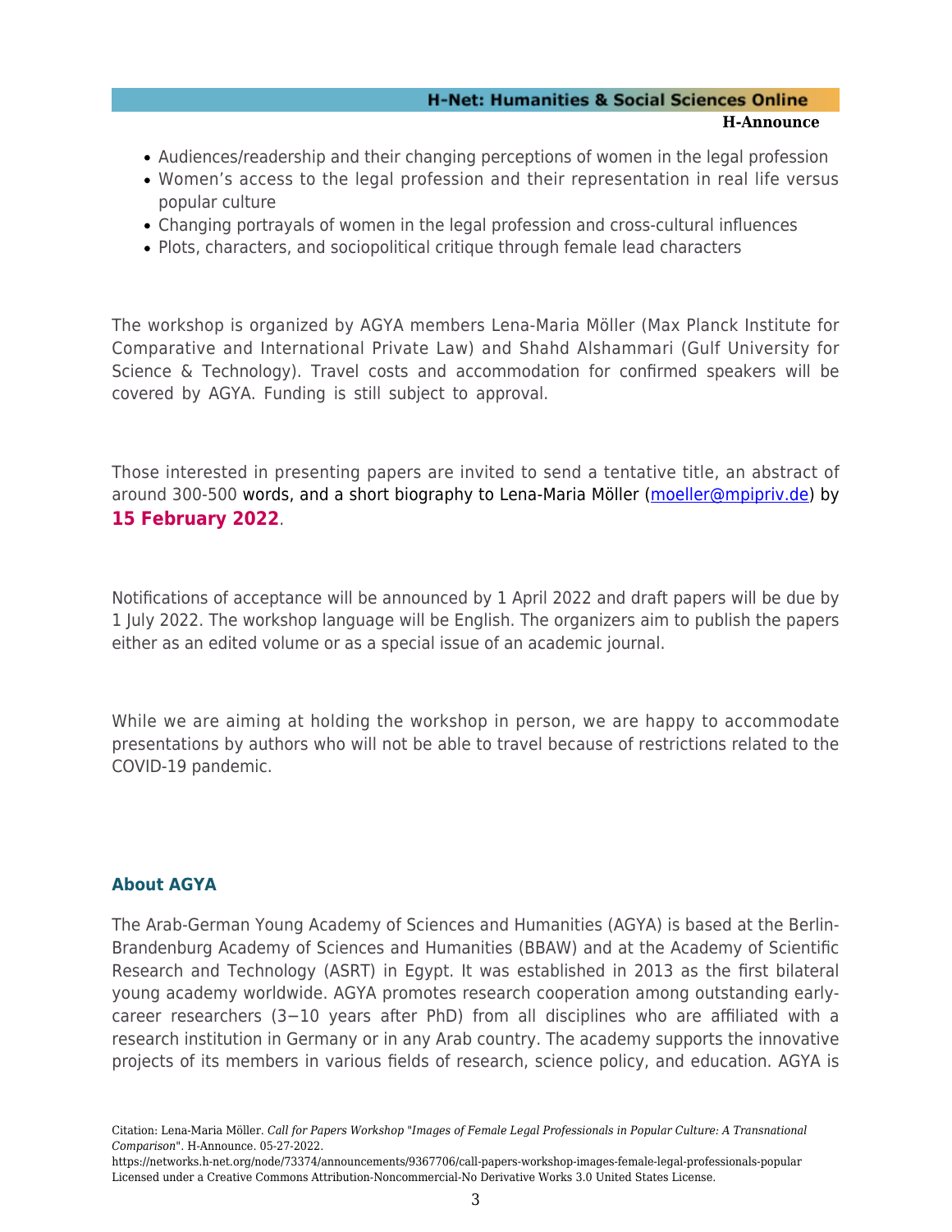- Audiences/readership and their changing perceptions of women in the legal profession
- Women’s access to the legal profession and their representation in real life versus popular culture
- Changing portrayals of women in the legal profession and cross-cultural influences
- Plots, characters, and sociopolitical critique through female lead characters

The workshop is organized by AGYA members Lena-Maria Möller (Max Planck Institute for Comparative and International Private Law) and Shahd Alshammari (Gulf University for Science & Technology). Travel costs and accommodation for confirmed speakers will be covered by AGYA. Funding is still subject to approval.

Those interested in presenting papers are invited to send a tentative title, an abstract of around 300-500 words, and a short biography to Lena-Maria Möller (moeller@mpipriv.de) by **15 February 2022**.

Notifications of acceptance will be announced by 1 April 2022 and draft papers will be due by 1 July 2022. The workshop language will be English. The organizers aim to publish the papers either as an edited volume or as a special issue of an academic journal.

While we are aiming at holding the workshop in person, we are happy to accommodate presentations by authors who will not be able to travel because of restrictions related to the COVID-19 pandemic.

### About AGYA

The Arab-German Young Academy of Sciences and Humanities (AGYA) is based at the Berlin-Brandenburg Academy of Sciences and Humanities (BBAW) and at the Academy of Scientific Research and Technology (ASRT) in Egypt. It was established in 2013 as the first bilateral young academy worldwide. AGYA promotes research cooperation among outstanding early-career researchers (3−10 years after PhD) from all disciplines who are affiliated with a research institution in Germany or in any Arab country. The academy supports the innovative projects of its members in various fields of research, science policy, and education. AGYA is

Citation: Lena-Maria Möller. *Call for Papers Workshop "Images of Female Legal Professionals in Popular Culture: A Transnational Comparison"*. H-Announce. 05-27-2022.
https://networks.h-net.org/node/73374/announcements/9367706/call-papers-workshop-images-female-legal-professionals-popular
Licensed under a Creative Commons Attribution-Noncommercial-No Derivative Works 3.0 United States License.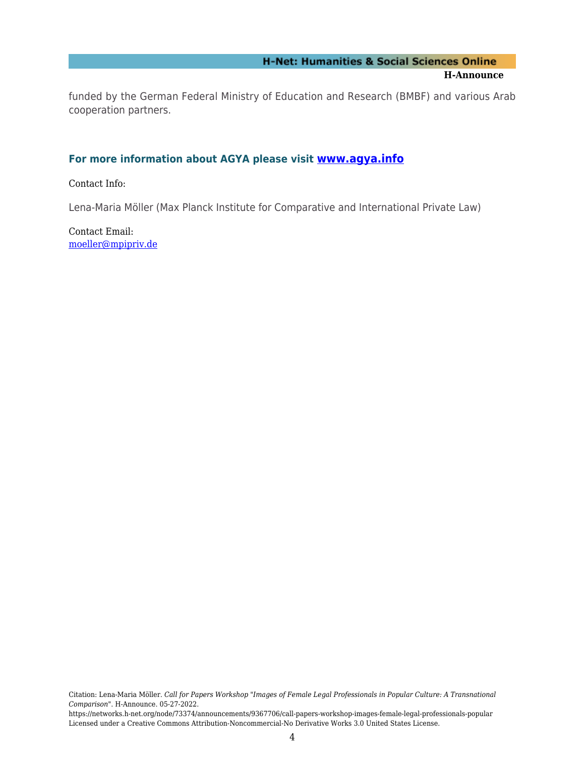funded by the German Federal Ministry of Education and Research (BMBF) and various Arab cooperation partners.

**For more information about AGYA please visit [www.agya.info](http://www.agya.info)**

Contact Info:

Lena-Maria Möller (Max Planck Institute for Comparative and International Private Law)

Contact Email:
moeller@mpipriv.de